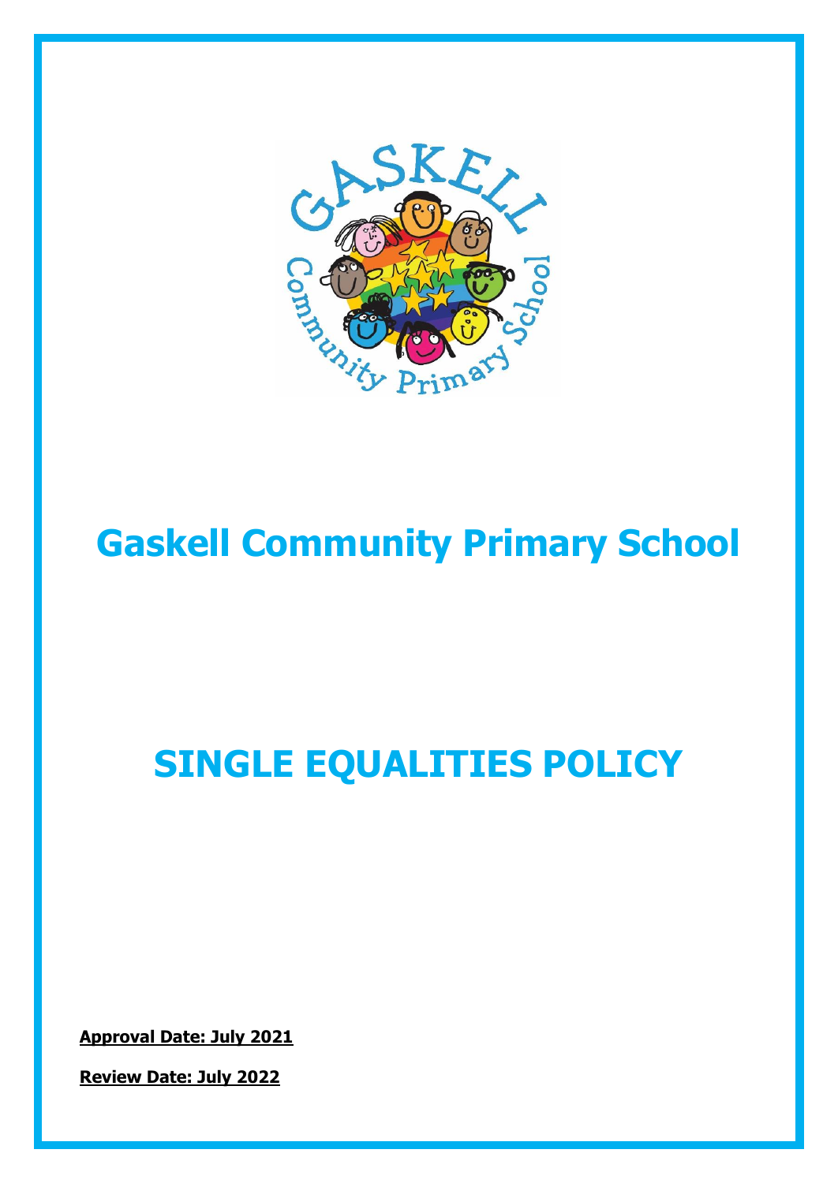# Gaskell Community Primary School

# SINGLE EQUALITIES POLICY

**Approval Date: July 2021**

**Review Date: July 2022**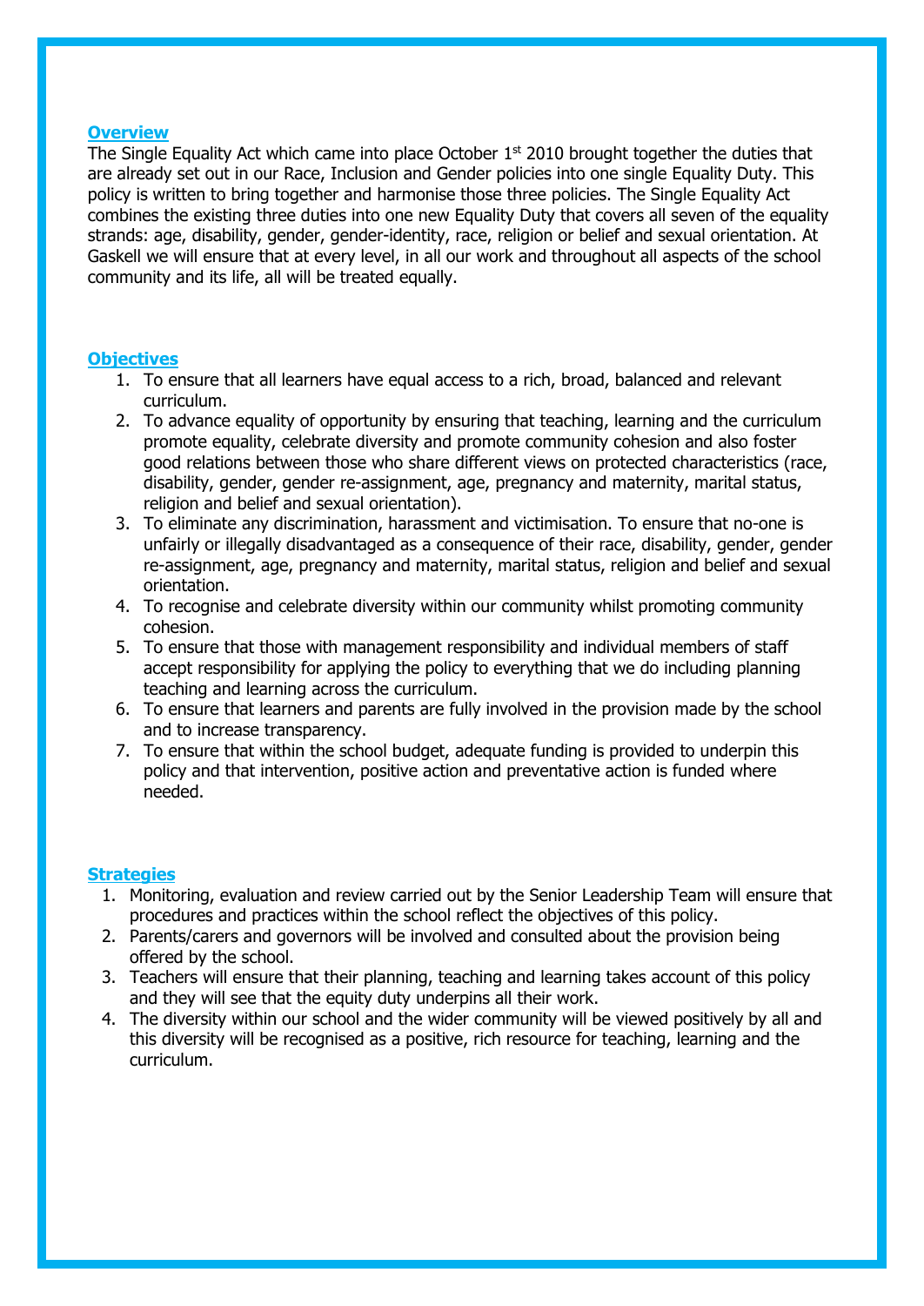## Overview

The Single Equality Act which came into place October 1st 2010 brought together the duties that are already set out in our Race, Inclusion and Gender policies into one single Equality Duty. This policy is written to bring together and harmonise those three policies. The Single Equality Act combines the existing three duties into one new Equality Duty that covers all seven of the equality strands: age, disability, gender, gender-identity, race, religion or belief and sexual orientation. At Gaskell we will ensure that at every level, in all our work and throughout all aspects of the school community and its life, all will be treated equally.

## Objectives

1. To ensure that all learners have equal access to a rich, broad, balanced and relevant curriculum.
2. To advance equality of opportunity by ensuring that teaching, learning and the curriculum promote equality, celebrate diversity and promote community cohesion and also foster good relations between those who share different views on protected characteristics (race, disability, gender, gender re-assignment, age, pregnancy and maternity, marital status, religion and belief and sexual orientation).
3. To eliminate any discrimination, harassment and victimisation. To ensure that no-one is unfairly or illegally disadvantaged as a consequence of their race, disability, gender, gender re-assignment, age, pregnancy and maternity, marital status, religion and belief and sexual orientation.
4. To recognise and celebrate diversity within our community whilst promoting community cohesion.
5. To ensure that those with management responsibility and individual members of staff accept responsibility for applying the policy to everything that we do including planning teaching and learning across the curriculum.
6. To ensure that learners and parents are fully involved in the provision made by the school and to increase transparency.
7. To ensure that within the school budget, adequate funding is provided to underpin this policy and that intervention, positive action and preventative action is funded where needed.

## Strategies

1. Monitoring, evaluation and review carried out by the Senior Leadership Team will ensure that procedures and practices within the school reflect the objectives of this policy.
2. Parents/carers and governors will be involved and consulted about the provision being offered by the school.
3. Teachers will ensure that their planning, teaching and learning takes account of this policy and they will see that the equity duty underpins all their work.
4. The diversity within our school and the wider community will be viewed positively by all and this diversity will be recognised as a positive, rich resource for teaching, learning and the curriculum.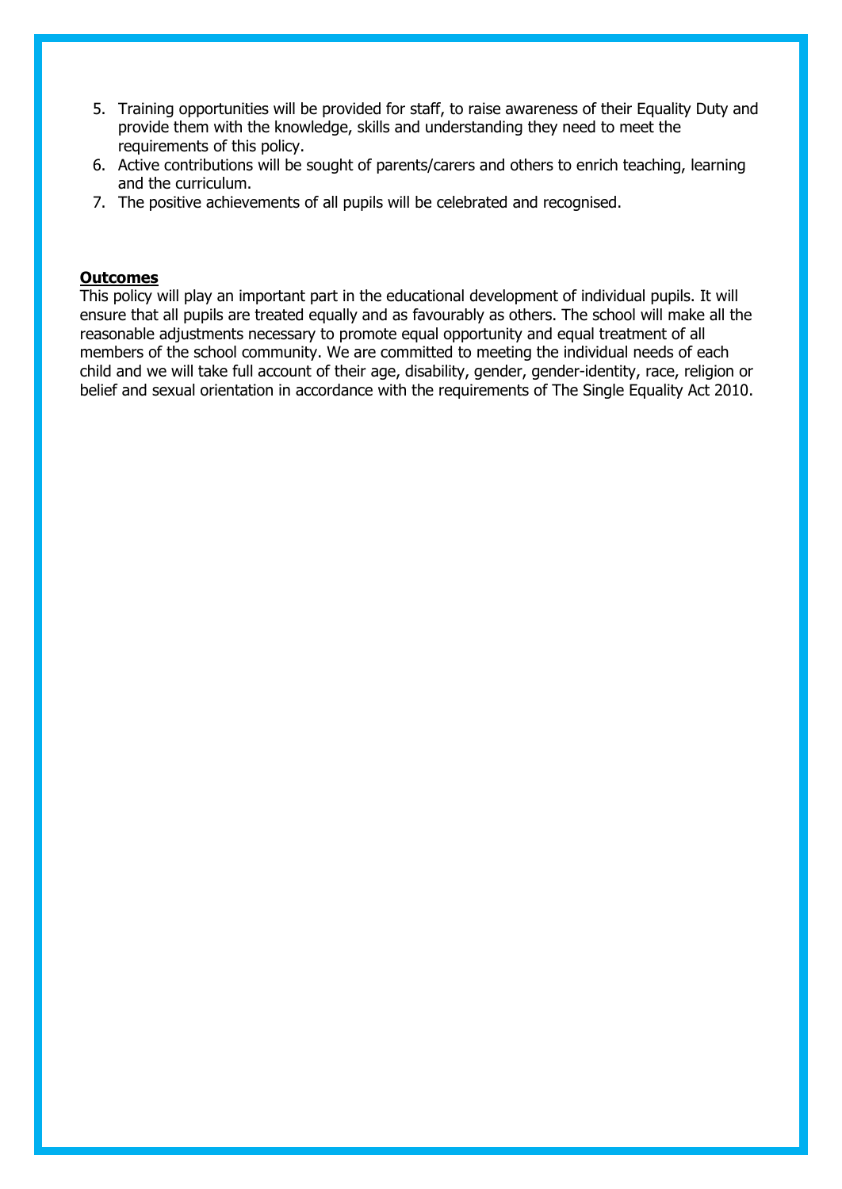5. Training opportunities will be provided for staff, to raise awareness of their Equality Duty and provide them with the knowledge, skills and understanding they need to meet the requirements of this policy.
6. Active contributions will be sought of parents/carers and others to enrich teaching, learning and the curriculum.
7. The positive achievements of all pupils will be celebrated and recognised.

**Outcomes**

This policy will play an important part in the educational development of individual pupils. It will ensure that all pupils are treated equally and as favourably as others. The school will make all the reasonable adjustments necessary to promote equal opportunity and equal treatment of all members of the school community. We are committed to meeting the individual needs of each child and we will take full account of their age, disability, gender, gender-identity, race, religion or belief and sexual orientation in accordance with the requirements of The Single Equality Act 2010.